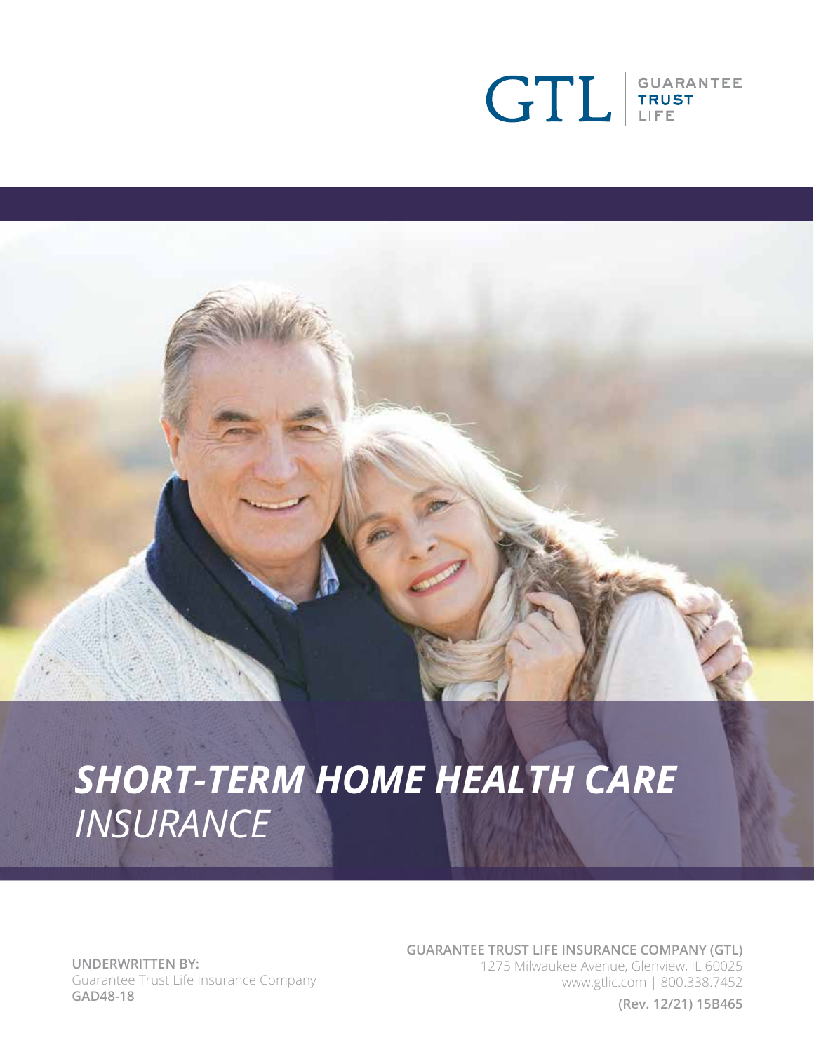GTL | GUARANTEE TRUST LIFE

# *SHORT-TERM HOME HEALTH CARE INSURANCE*

**UNDERWRITTEN BY:**
Guarantee Trust Life Insurance Company
**GAD48-18**

**GUARANTEE TRUST LIFE INSURANCE COMPANY (GTL)**
1275 Milwaukee Avenue, Glenview, IL 60025
www.gtlic.com | 800.338.7452

**(Rev. 12/21) 15B465**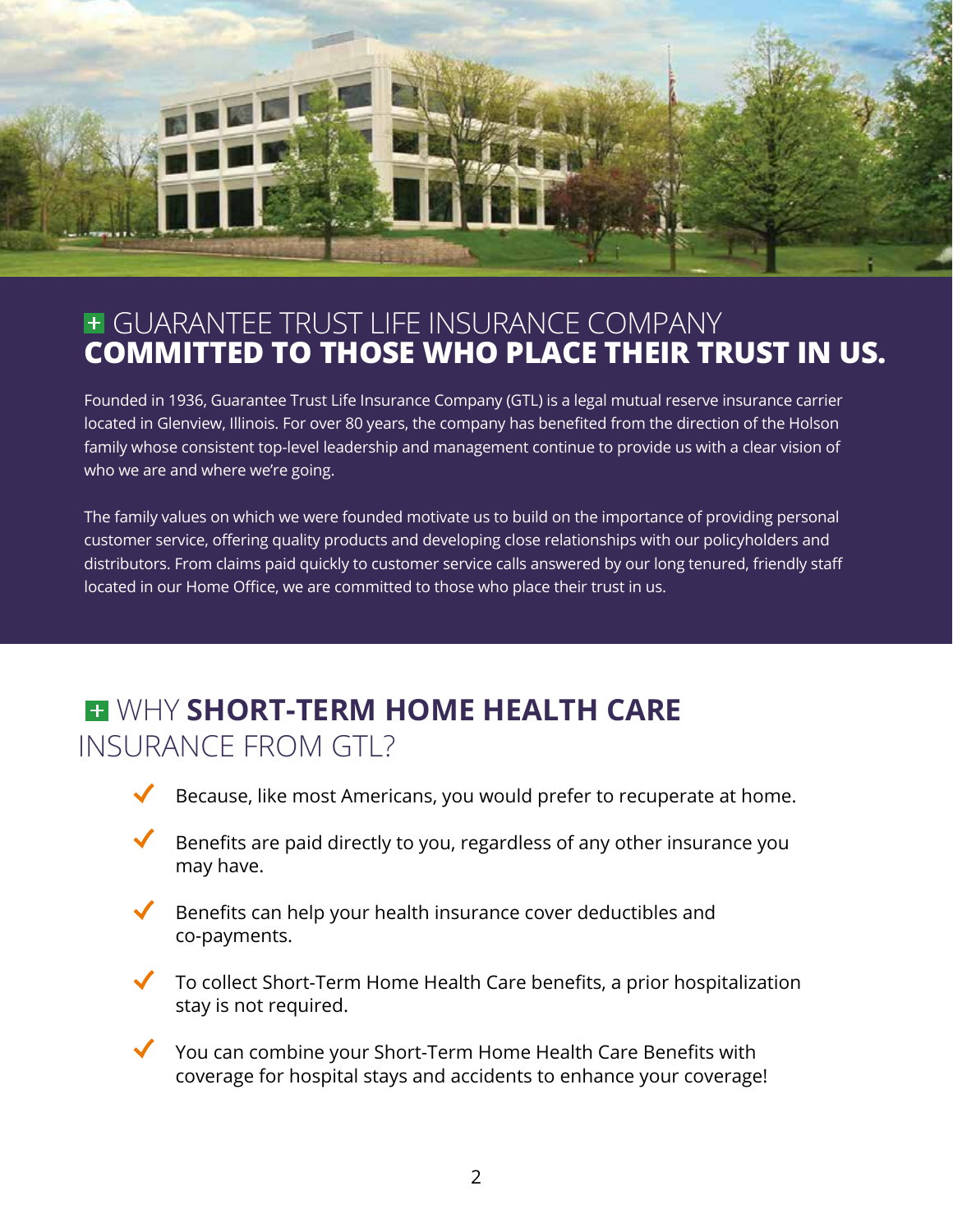## GUARANTEE TRUST LIFE INSURANCE COMPANY **COMMITTED TO THOSE WHO PLACE THEIR TRUST IN US.**

Founded in 1936, Guarantee Trust Life Insurance Company (GTL) is a legal mutual reserve insurance carrier located in Glenview, Illinois. For over 80 years, the company has benefited from the direction of the Holson family whose consistent top-level leadership and management continue to provide us with a clear vision of who we are and where we're going.

The family values on which we were founded motivate us to build on the importance of providing personal customer service, offering quality products and developing close relationships with our policyholders and distributors. From claims paid quickly to customer service calls answered by our long tenured, friendly staff located in our Home Office, we are committed to those who place their trust in us.

## WHY **SHORT-TERM HOME HEALTH CARE** INSURANCE FROM GTL?

- Because, like most Americans, you would prefer to recuperate at home.
- Benefits are paid directly to you, regardless of any other insurance you may have.
- Benefits can help your health insurance cover deductibles and co-payments.
- To collect Short-Term Home Health Care benefits, a prior hospitalization stay is not required.
- You can combine your Short-Term Home Health Care Benefits with coverage for hospital stays and accidents to enhance your coverage!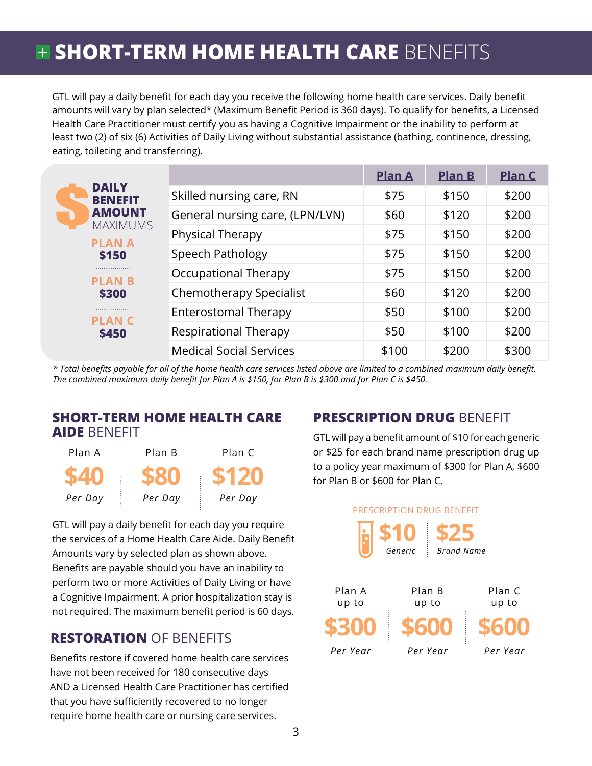# SHORT-TERM HOME HEALTH CARE BENEFITS

GTL will pay a daily benefit for each day you receive the following home health care services. Daily benefit amounts will vary by plan selected* (Maximum Benefit Period is 360 days). To qualify for benefits, a Licensed Health Care Practitioner must certify you as having a Cognitive Impairment or the inability to perform at least two (2) of six (6) Activities of Daily Living without substantial assistance (bathing, continence, dressing, eating, toileting and transferring).

**DAILY BENEFIT AMOUNT** MAXIMUMS

- **PLAN A** $150
- **PLAN B** $300
- **PLAN C** $450

| | Plan A | Plan B | Plan C |
|---|---|---|---|
| Skilled nursing care, RN | $75 | $150 | $200 |
| General nursing care, (LPN/LVN) | $60 | $120 | $200 |
| Physical Therapy | $75 | $150 | $200 |
| Speech Pathology | $75 | $150 | $200 |
| Occupational Therapy | $75 | $150 | $200 |
| Chemotherapy Specialist | $60 | $120 | $200 |
| Enterostomal Therapy | $50 | $100 | $200 |
| Respirational Therapy | $50 | $100 | $200 |
| Medical Social Services | $100 | $200 | $300 |

*\* Total benefits payable for all of the home health care services listed above are limited to a combined maximum daily benefit. The combined maximum daily benefit for Plan A is $150, for Plan B is $300 and for Plan C is $450.*

## SHORT-TERM HOME HEALTH CARE AIDE BENEFIT

| Plan A | Plan B | Plan C |
|---|---|---|
| $40 Per Day | $80 Per Day | $120 Per Day |

GTL will pay a daily benefit for each day you require the services of a Home Health Care Aide. Daily Benefit Amounts vary by selected plan as shown above. Benefits are payable should you have an inability to perform two or more Activities of Daily Living or have a Cognitive Impairment. A prior hospitalization stay is not required. The maximum benefit period is 60 days.

## RESTORATION OF BENEFITS

Benefits restore if covered home health care services have not been received for 180 consecutive days AND a Licensed Health Care Practitioner has certified that you have sufficiently recovered to no longer require home health care or nursing care services.

## PRESCRIPTION DRUG BENEFIT

GTL will pay a benefit amount of $10 for each generic or $25 for each brand name prescription drug up to a policy year maximum of $300 for Plan A, $600 for Plan B or $600 for Plan C.

PRESCRIPTION DRUG BENEFIT

| $10 | $25 |
|---|---|
| Generic | Brand Name |

| Plan A up to | Plan B up to | Plan C up to |
|---|---|---|
| $300 Per Year | $600 Per Year | $600 Per Year |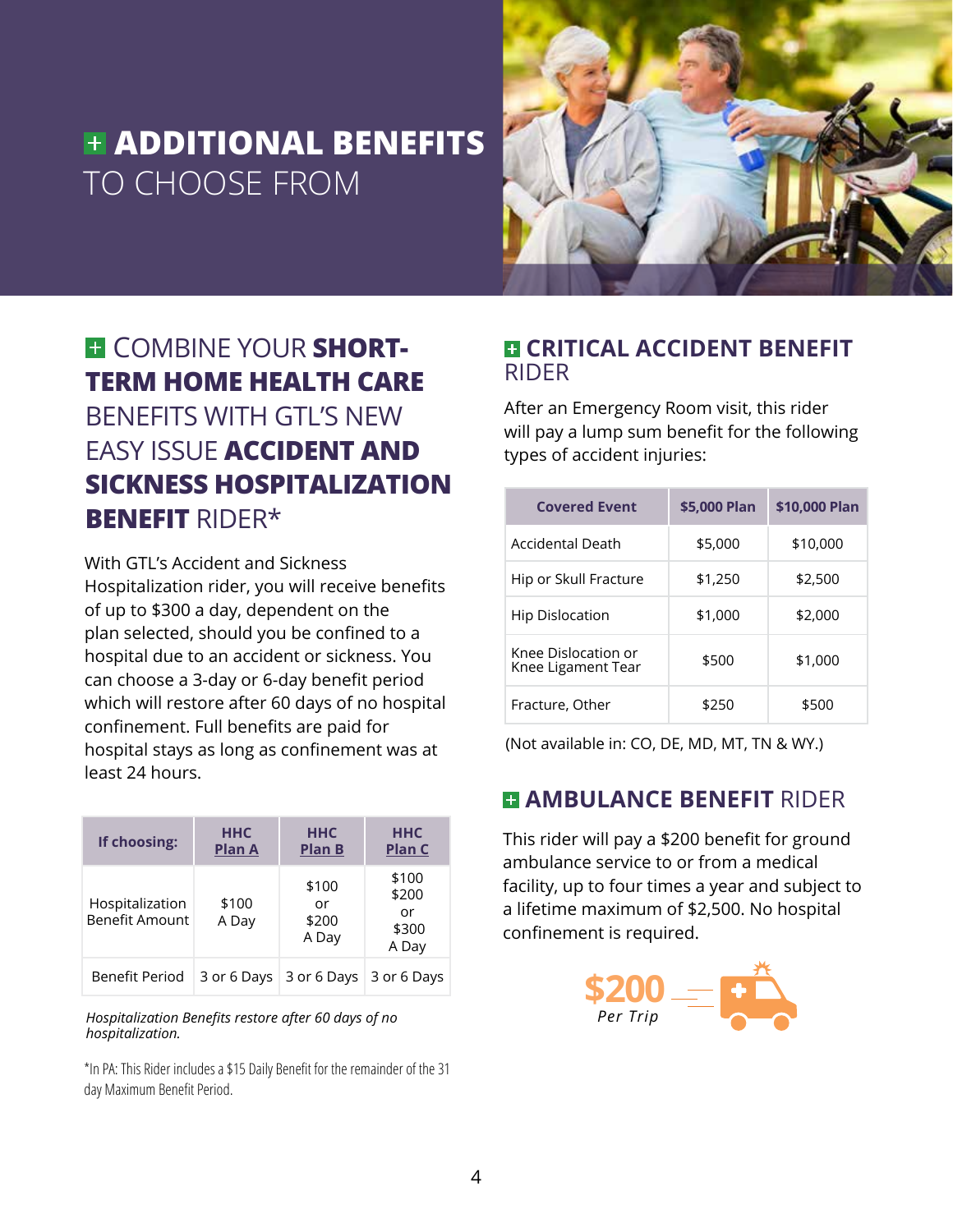# ADDITIONAL BENEFITS TO CHOOSE FROM

## COMBINE YOUR **SHORT-TERM HOME HEALTH CARE** BENEFITS WITH GTL'S NEW EASY ISSUE **ACCIDENT AND SICKNESS HOSPITALIZATION BENEFIT** RIDER*

With GTL's Accident and Sickness Hospitalization rider, you will receive benefits of up to $300 a day, dependent on the plan selected, should you be confined to a hospital due to an accident or sickness. You can choose a 3-day or 6-day benefit period which will restore after 60 days of no hospital confinement. Full benefits are paid for hospital stays as long as confinement was at least 24 hours.

| If choosing: | HHC Plan A | HHC Plan B | HHC Plan C |
|---|---|---|---|
| Hospitalization Benefit Amount | $100 A Day | $100 or $200 A Day | $100 $200 or $300 A Day |
| Benefit Period | 3 or 6 Days | 3 or 6 Days | 3 or 6 Days |

*Hospitalization Benefits restore after 60 days of no hospitalization.*

*In PA: This Rider includes a $15 Daily Benefit for the remainder of the 31 day Maximum Benefit Period.

## CRITICAL ACCIDENT BENEFIT RIDER

After an Emergency Room visit, this rider will pay a lump sum benefit for the following types of accident injuries:

| Covered Event | $5,000 Plan | $10,000 Plan |
|---|---|---|
| Accidental Death | $5,000 | $10,000 |
| Hip or Skull Fracture | $1,250 | $2,500 |
| Hip Dislocation | $1,000 | $2,000 |
| Knee Dislocation or Knee Ligament Tear | $500 | $1,000 |
| Fracture, Other | $250 | $500 |

(Not available in: CO, DE, MD, MT, TN & WY.)

## AMBULANCE BENEFIT RIDER

This rider will pay a $200 benefit for ground ambulance service to or from a medical facility, up to four times a year and subject to a lifetime maximum of $2,500. No hospital confinement is required.

**$200** *Per Trip*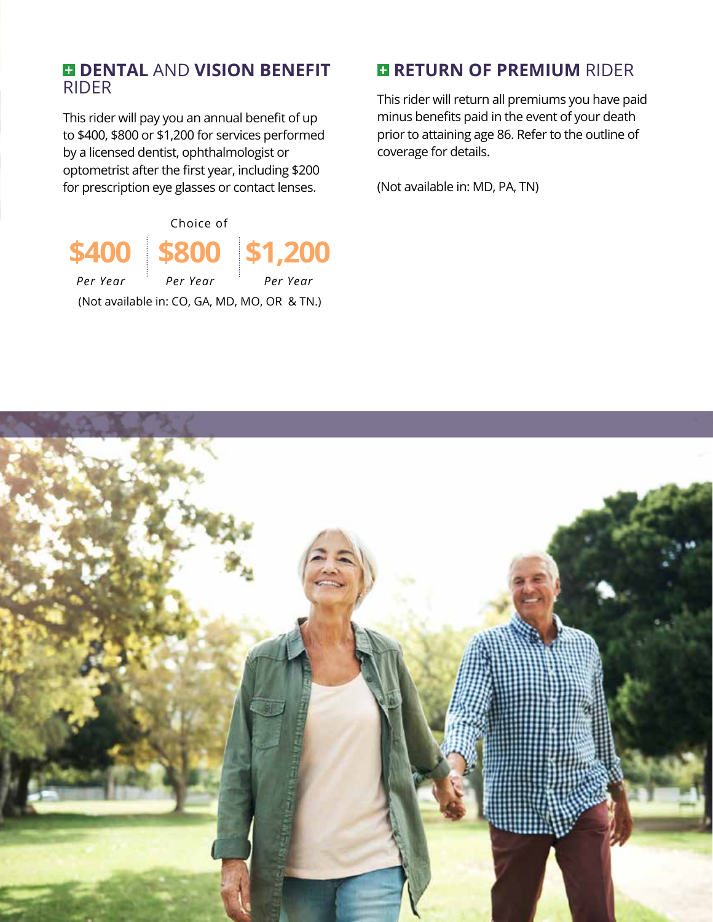## DENTAL AND VISION BENEFIT RIDER

This rider will pay you an annual benefit of up to $400, $800 or $1,200 for services performed by a licensed dentist, ophthalmologist or optometrist after the first year, including $200 for prescription eye glasses or contact lenses.

Choice of

| $400 | $800 | $1,200 |
| --- | --- | --- |
| *Per Year* | *Per Year* | *Per Year* |

(Not available in: CO, GA, MD, MO, OR & TN.)

## RETURN OF PREMIUM RIDER

This rider will return all premiums you have paid minus benefits paid in the event of your death prior to attaining age 86. Refer to the outline of coverage for details.

(Not available in: MD, PA, TN)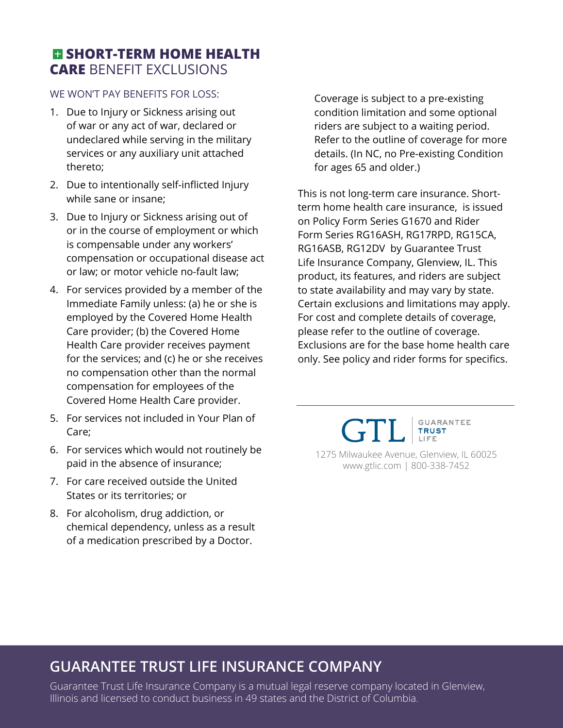## SHORT-TERM HOME HEALTH CARE BENEFIT EXCLUSIONS

WE WON'T PAY BENEFITS FOR LOSS:

1. Due to Injury or Sickness arising out of war or any act of war, declared or undeclared while serving in the military services or any auxiliary unit attached thereto;
2. Due to intentionally self-inflicted Injury while sane or insane;
3. Due to Injury or Sickness arising out of or in the course of employment or which is compensable under any workers' compensation or occupational disease act or law; or motor vehicle no-fault law;
4. For services provided by a member of the Immediate Family unless: (a) he or she is employed by the Covered Home Health Care provider; (b) the Covered Home Health Care provider receives payment for the services; and (c) he or she receives no compensation other than the normal compensation for employees of the Covered Home Health Care provider.
5. For services not included in Your Plan of Care;
6. For services which would not routinely be paid in the absence of insurance;
7. For care received outside the United States or its territories; or
8. For alcoholism, drug addiction, or chemical dependency, unless as a result of a medication prescribed by a Doctor.

Coverage is subject to a pre-existing condition limitation and some optional riders are subject to a waiting period. Refer to the outline of coverage for more details. (In NC, no Pre-existing Condition for ages 65 and older.)

This is not long-term care insurance. Short-term home health care insurance, is issued on Policy Form Series G1670 and Rider Form Series RG16ASH, RG17RPD, RG15CA, RG16ASB, RG12DV by Guarantee Trust Life Insurance Company, Glenview, IL. This product, its features, and riders are subject to state availability and may vary by state. Certain exclusions and limitations may apply. For cost and complete details of coverage, please refer to the outline of coverage. Exclusions are for the base home health care only. See policy and rider forms for specifics.

GTL | GUARANTEE TRUST LIFE

1275 Milwaukee Avenue, Glenview, IL 60025
www.gtlic.com | 800-338-7452

## GUARANTEE TRUST LIFE INSURANCE COMPANY

Guarantee Trust Life Insurance Company is a mutual legal reserve company located in Glenview, Illinois and licensed to conduct business in 49 states and the District of Columbia.